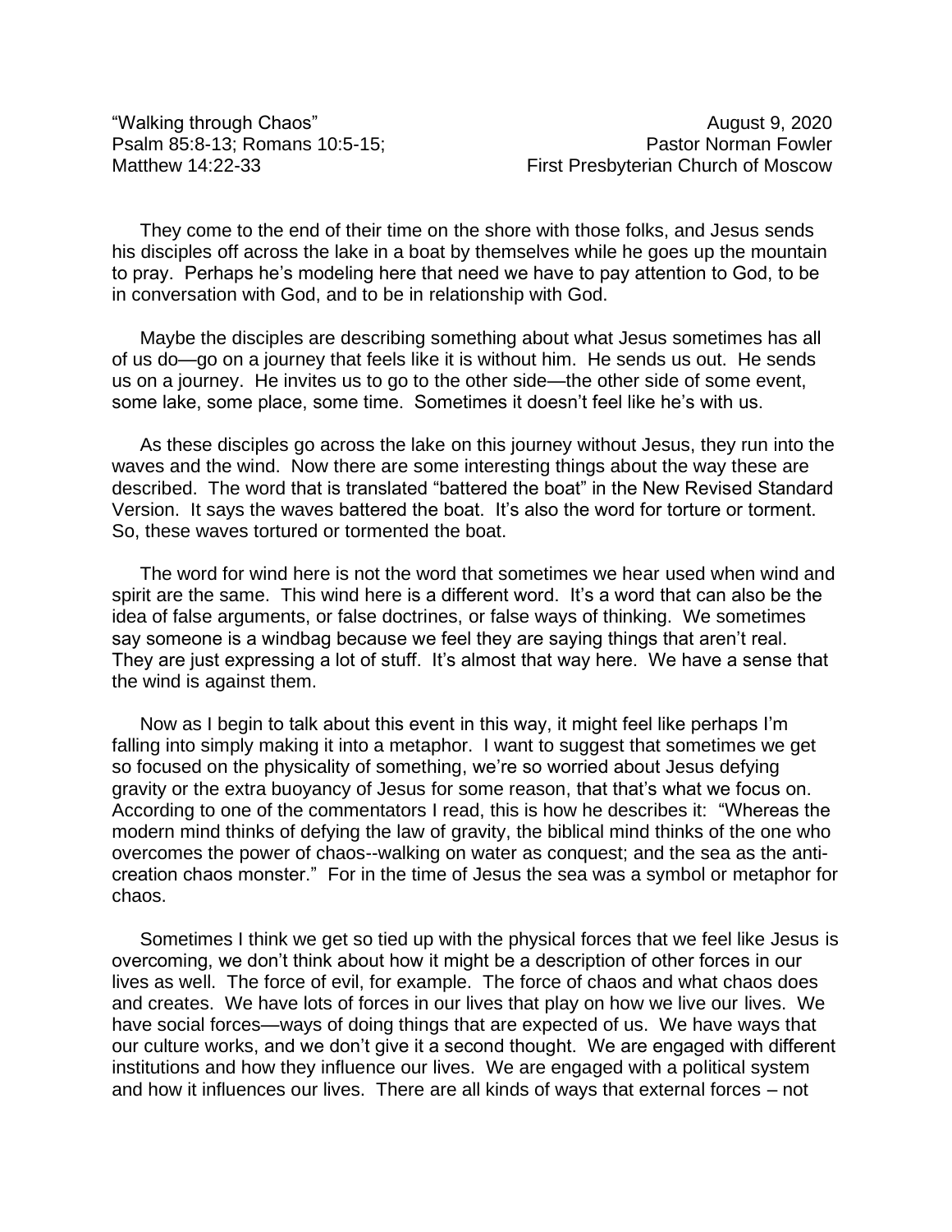"Walking through Chaos" August 9, 2020
Psalm 85:8-13; Romans 10:5-15; Pastor Norman Fowler
Matthew 14:22-33 First Presbyterian Church of Moscow

They come to the end of their time on the shore with those folks, and Jesus sends his disciples off across the lake in a boat by themselves while he goes up the mountain to pray. Perhaps he's modeling here that need we have to pay attention to God, to be in conversation with God, and to be in relationship with God.

Maybe the disciples are describing something about what Jesus sometimes has all of us do—go on a journey that feels like it is without him. He sends us out. He sends us on a journey. He invites us to go to the other side—the other side of some event, some lake, some place, some time. Sometimes it doesn't feel like he's with us.

As these disciples go across the lake on this journey without Jesus, they run into the waves and the wind. Now there are some interesting things about the way these are described. The word that is translated "battered the boat" in the New Revised Standard Version. It says the waves battered the boat. It's also the word for torture or torment. So, these waves tortured or tormented the boat.

The word for wind here is not the word that sometimes we hear used when wind and spirit are the same. This wind here is a different word. It's a word that can also be the idea of false arguments, or false doctrines, or false ways of thinking. We sometimes say someone is a windbag because we feel they are saying things that aren't real. They are just expressing a lot of stuff. It's almost that way here. We have a sense that the wind is against them.

Now as I begin to talk about this event in this way, it might feel like perhaps I'm falling into simply making it into a metaphor. I want to suggest that sometimes we get so focused on the physicality of something, we're so worried about Jesus defying gravity or the extra buoyancy of Jesus for some reason, that that's what we focus on. According to one of the commentators I read, this is how he describes it: "Whereas the modern mind thinks of defying the law of gravity, the biblical mind thinks of the one who overcomes the power of chaos--walking on water as conquest; and the sea as the anti-creation chaos monster." For in the time of Jesus the sea was a symbol or metaphor for chaos.

Sometimes I think we get so tied up with the physical forces that we feel like Jesus is overcoming, we don't think about how it might be a description of other forces in our lives as well. The force of evil, for example. The force of chaos and what chaos does and creates. We have lots of forces in our lives that play on how we live our lives. We have social forces—ways of doing things that are expected of us. We have ways that our culture works, and we don't give it a second thought. We are engaged with different institutions and how they influence our lives. We are engaged with a political system and how it influences our lives. There are all kinds of ways that external forces – not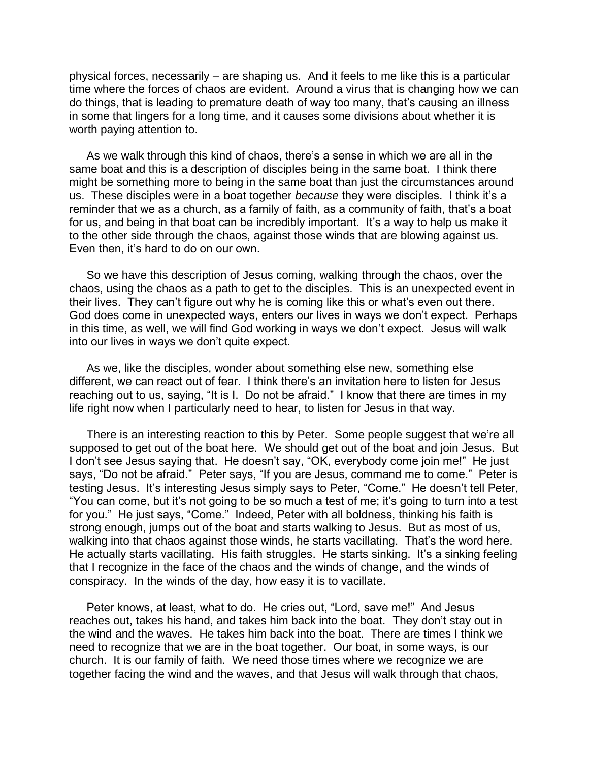physical forces, necessarily – are shaping us. And it feels to me like this is a particular time where the forces of chaos are evident. Around a virus that is changing how we can do things, that is leading to premature death of way too many, that's causing an illness in some that lingers for a long time, and it causes some divisions about whether it is worth paying attention to.

As we walk through this kind of chaos, there's a sense in which we are all in the same boat and this is a description of disciples being in the same boat. I think there might be something more to being in the same boat than just the circumstances around us. These disciples were in a boat together *because* they were disciples. I think it's a reminder that we as a church, as a family of faith, as a community of faith, that's a boat for us, and being in that boat can be incredibly important. It's a way to help us make it to the other side through the chaos, against those winds that are blowing against us. Even then, it's hard to do on our own.

So we have this description of Jesus coming, walking through the chaos, over the chaos, using the chaos as a path to get to the disciples. This is an unexpected event in their lives. They can't figure out why he is coming like this or what's even out there. God does come in unexpected ways, enters our lives in ways we don't expect. Perhaps in this time, as well, we will find God working in ways we don't expect. Jesus will walk into our lives in ways we don't quite expect.

As we, like the disciples, wonder about something else new, something else different, we can react out of fear. I think there's an invitation here to listen for Jesus reaching out to us, saying, "It is I. Do not be afraid." I know that there are times in my life right now when I particularly need to hear, to listen for Jesus in that way.

There is an interesting reaction to this by Peter. Some people suggest that we're all supposed to get out of the boat here. We should get out of the boat and join Jesus. But I don't see Jesus saying that. He doesn't say, "OK, everybody come join me!" He just says, "Do not be afraid." Peter says, "If you are Jesus, command me to come." Peter is testing Jesus. It's interesting Jesus simply says to Peter, "Come." He doesn't tell Peter, "You can come, but it's not going to be so much a test of me; it's going to turn into a test for you." He just says, "Come." Indeed, Peter with all boldness, thinking his faith is strong enough, jumps out of the boat and starts walking to Jesus. But as most of us, walking into that chaos against those winds, he starts vacillating. That's the word here. He actually starts vacillating. His faith struggles. He starts sinking. It's a sinking feeling that I recognize in the face of the chaos and the winds of change, and the winds of conspiracy. In the winds of the day, how easy it is to vacillate.

Peter knows, at least, what to do. He cries out, "Lord, save me!" And Jesus reaches out, takes his hand, and takes him back into the boat. They don't stay out in the wind and the waves. He takes him back into the boat. There are times I think we need to recognize that we are in the boat together. Our boat, in some ways, is our church. It is our family of faith. We need those times where we recognize we are together facing the wind and the waves, and that Jesus will walk through that chaos,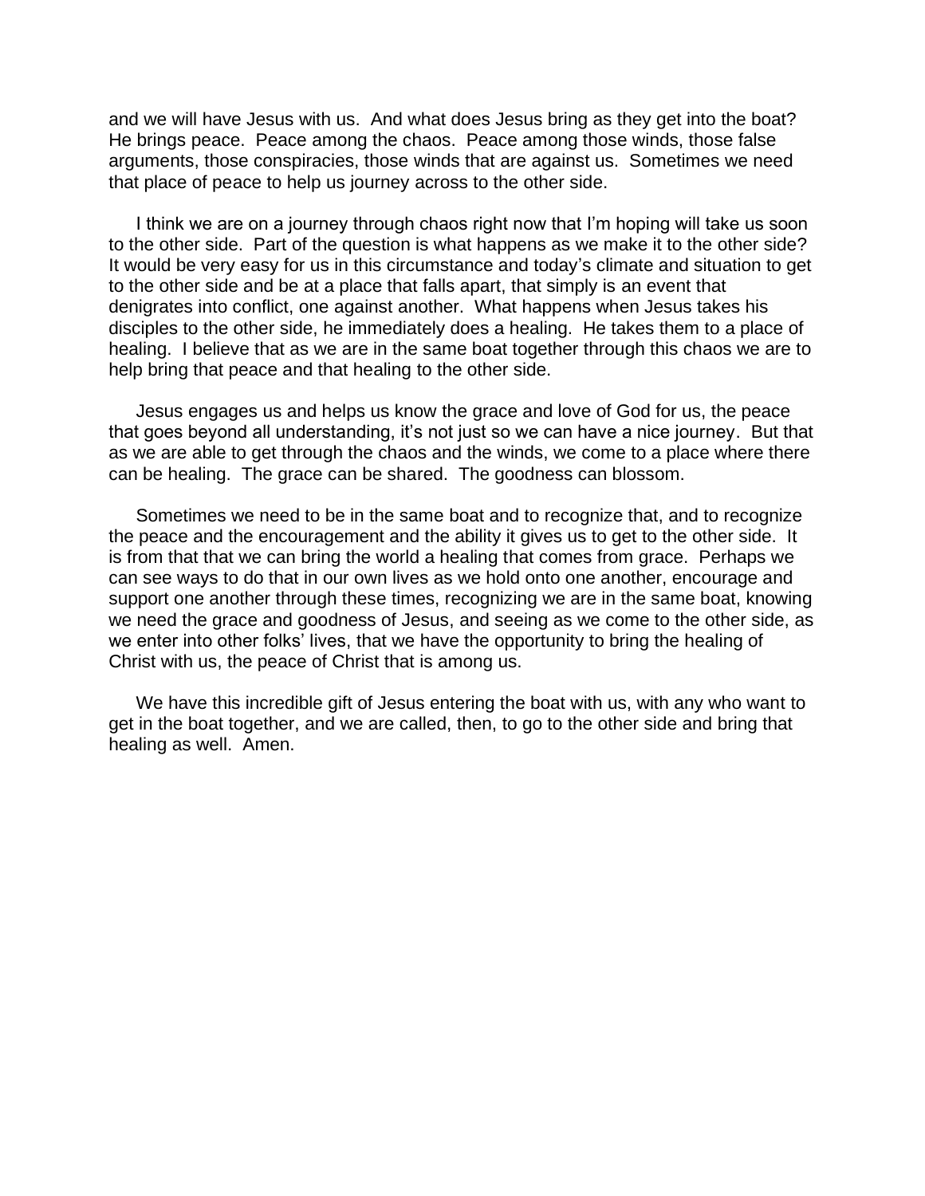and we will have Jesus with us. And what does Jesus bring as they get into the boat? He brings peace. Peace among the chaos. Peace among those winds, those false arguments, those conspiracies, those winds that are against us. Sometimes we need that place of peace to help us journey across to the other side.

I think we are on a journey through chaos right now that I'm hoping will take us soon to the other side. Part of the question is what happens as we make it to the other side? It would be very easy for us in this circumstance and today's climate and situation to get to the other side and be at a place that falls apart, that simply is an event that denigrates into conflict, one against another. What happens when Jesus takes his disciples to the other side, he immediately does a healing. He takes them to a place of healing. I believe that as we are in the same boat together through this chaos we are to help bring that peace and that healing to the other side.

Jesus engages us and helps us know the grace and love of God for us, the peace that goes beyond all understanding, it's not just so we can have a nice journey. But that as we are able to get through the chaos and the winds, we come to a place where there can be healing. The grace can be shared. The goodness can blossom.

Sometimes we need to be in the same boat and to recognize that, and to recognize the peace and the encouragement and the ability it gives us to get to the other side. It is from that that we can bring the world a healing that comes from grace. Perhaps we can see ways to do that in our own lives as we hold onto one another, encourage and support one another through these times, recognizing we are in the same boat, knowing we need the grace and goodness of Jesus, and seeing as we come to the other side, as we enter into other folks' lives, that we have the opportunity to bring the healing of Christ with us, the peace of Christ that is among us.

We have this incredible gift of Jesus entering the boat with us, with any who want to get in the boat together, and we are called, then, to go to the other side and bring that healing as well. Amen.